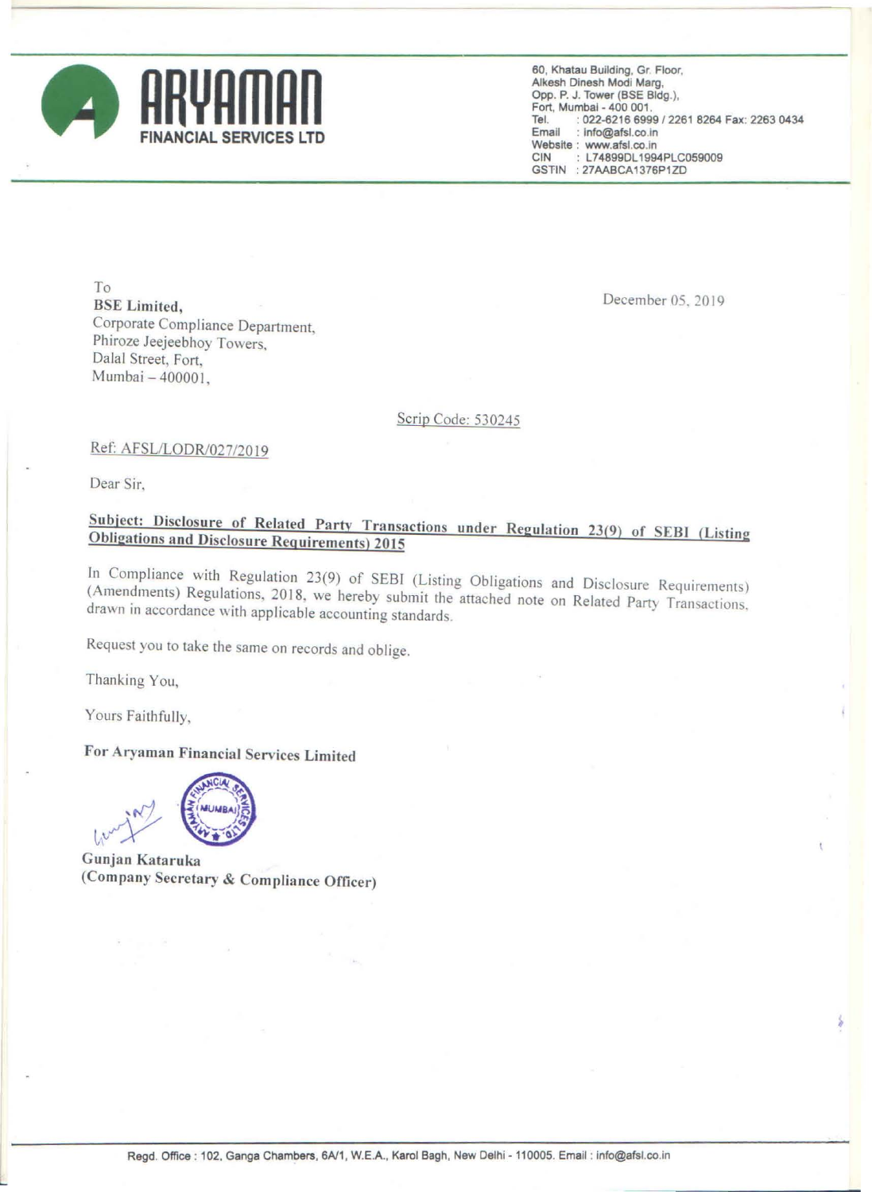# ARYAMAN FINANCIAL SERVICES LTD

60, Khatau Building, Gr. Floor,
Alkesh Dinesh Modi Marg,
Opp. P. J. Tower (BSE Bldg.),
Fort, Mumbai - 400 001.
Tel. : 022-6216 6999 / 2261 8264 Fax: 2263 0434
Email : info@afsl.co.in
Website : www.afsl.co.in
CIN : L74899DL1994PLC059009
GSTIN : 27AABCA1376P1ZD

To
**BSE Limited,**
Corporate Compliance Department,
Phiroze Jeejeebhoy Towers,
Dalal Street, Fort,
Mumbai – 400001,

December 05, 2019

Scrip Code: 530245

Ref: AFSL/LODR/027/2019

Dear Sir,

**Subject: Disclosure of Related Party Transactions under Regulation 23(9) of SEBI (Listing Obligations and Disclosure Requirements) 2015**

In Compliance with Regulation 23(9) of SEBI (Listing Obligations and Disclosure Requirements) (Amendments) Regulations, 2018, we hereby submit the attached note on Related Party Transactions, drawn in accordance with applicable accounting standards.

Request you to take the same on records and oblige.

Thanking You,

Yours Faithfully,

**For Aryaman Financial Services Limited**

**Gunjan Kataruka**
**(Company Secretary & Compliance Officer)**

Regd. Office : 102, Ganga Chambers, 6A/1, W.E.A., Karol Bagh, New Delhi - 110005. Email : info@afsl.co.in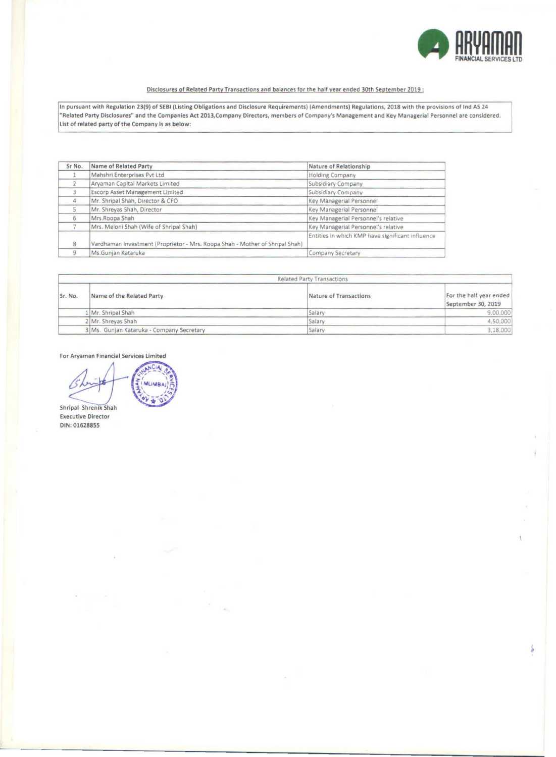**Disclosures of Related Party Transactions and balances for the half year ended 30th September 2019 :**

**In pursuant with Regulation 23(9) of SEBI (Listing Obligations and Disclosure Requirements) (Amendments) Regulations, 2018 with the provisions of Ind AS 24 "Related Party Disclosures" and the Companies Act 2013,Company Directors, members of Company's Management and Key Managerial Personnel are considered. List of related party of the Company is as below:**

| Sr No. | Name of Related Party | Nature of Relationship |
|---|---|---|
| 1 | Mahshri Enterprises Pvt Ltd | Holding Company |
| 2 | Aryaman Capital Markets Limited | Subsidiary Company |
| 3 | Escorp Asset Management Limited | Subsidiary Company |
| 4 | Mr. Shripal Shah, Director & CFO | Key Managerial Personnel |
| 5 | Mr. Shreyas Shah, Director | Key Managerial Personnel |
| 6 | Mrs.Roopa Shah | Key Managerial Personnel's relative |
| 7 | Mrs. Meloni Shah (Wife of Shripal Shah) | Key Managerial Personnel's relative |
| 8 | Vardhaman Investment (Proprietor - Mrs. Roopa Shah - Mother of Shripal Shah) | Entities in which KMP have significant influence |
| 9 | Ms.Gunjan Kataruka | Company Secretary |

| Related Party Transactions | | | |
|---|---|---|---|
| Sr. No. | Name of the Related Party | Nature of Transactions | For the half year ended September 30, 2019 |
| 1 | Mr. Shripal Shah | Salary | 9,00,000 |
| 2 | Mr. Shreyas Shah | Salary | 4,50,000 |
| 3 | Ms. Gunjan Kataruka - Company Secretary | Salary | 3,18,000 |

**For Aryaman Financial Services Limited**

**Shripal Shrenik Shah**
**Executive Director**
**DIN: 01628855**